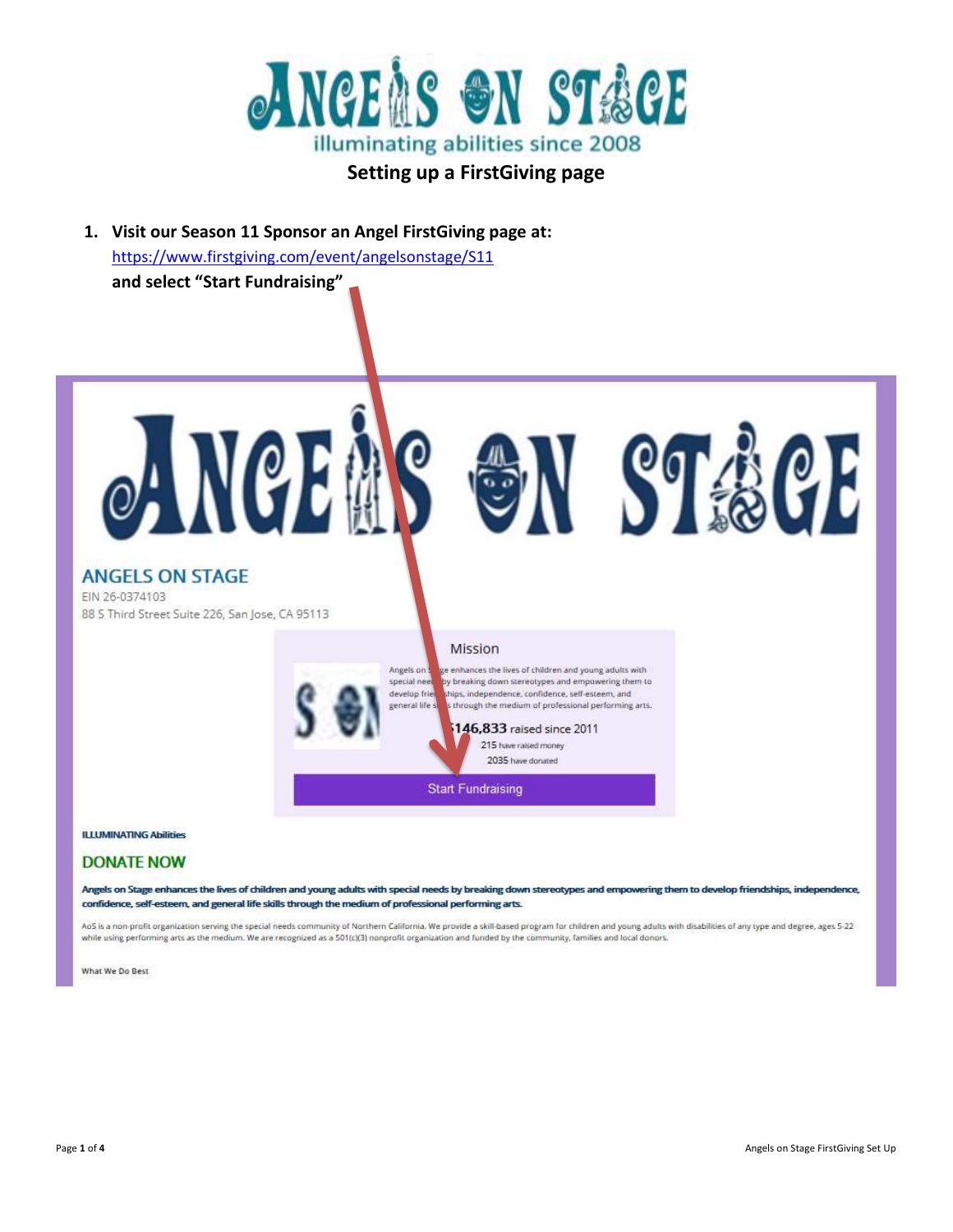# ANGELS ON STAGE

illuminating abilities since 2008

## Setting up a FirstGiving page

1. **Visit our Season 11 Sponsor an Angel FirstGiving page at:** https://www.firstgiving.com/event/angelsonstage/S11 **and select "Start Fundraising"**

ANGELS ON STAGE

ANGELS ON STAGE
EIN 26-0374103
88 S Third Street Suite 226, San Jose, CA 95113

Mission

Angels on Stage enhances the lives of children and young adults with special needs by breaking down stereotypes and empowering them to develop friendships, independence, confidence, self-esteem, and general life skills through the medium of professional performing arts.

$146,833 raised since 2011
215 have raised money
2035 have donated

Start Fundraising

ILLUMINATING Abilities

DONATE NOW

Angels on Stage enhances the lives of children and young adults with special needs by breaking down stereotypes and empowering them to develop friendships, independence, confidence, self-esteem, and general life skills through the medium of professional performing arts.

AoS is a non-profit organization serving the special needs community of Northern California. We provide a skill-based program for children and young adults with disabilities of any type and degree, ages 5-22 while using performing arts as the medium. We are recognized as a 501(c)(3) nonprofit organization and funded by the community, families and local donors.

What We Do Best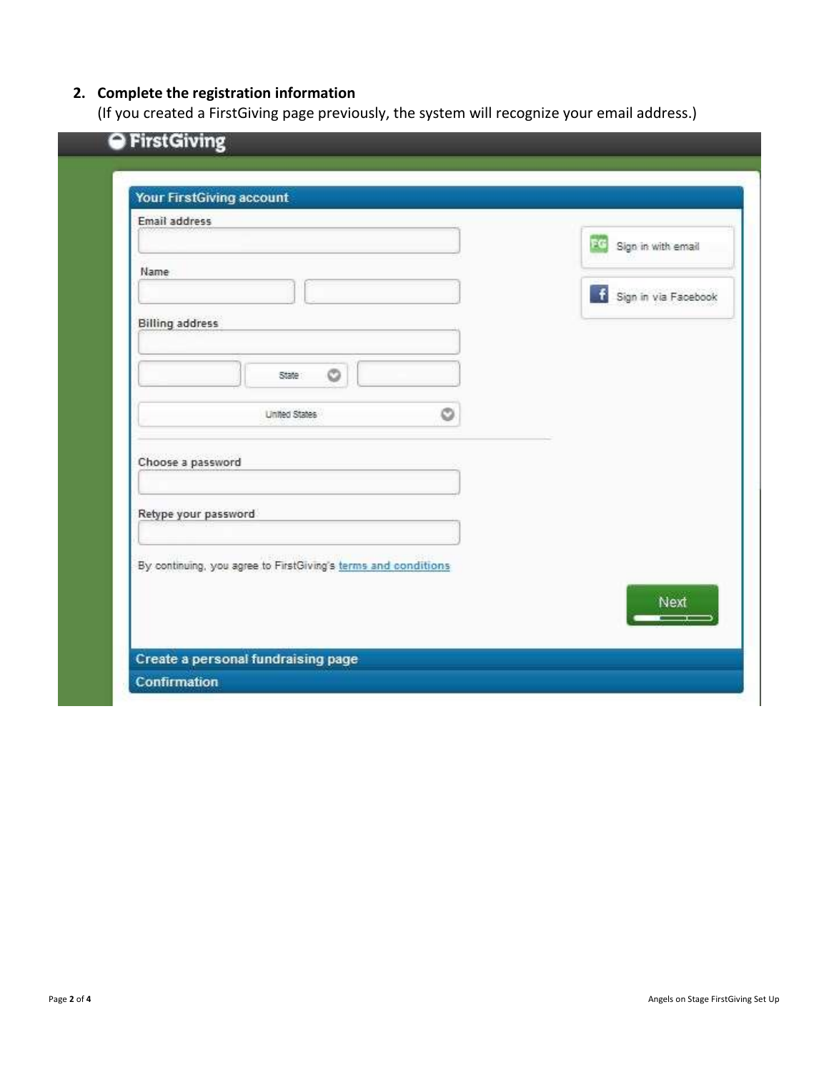2. **Complete the registration information**
   (If you created a FirstGiving page previously, the system will recognize your email address.)

FirstGiving

**Your FirstGiving account**

Email address

Name

Billing address

State

United States

Choose a password

Retype your password

By continuing, you agree to FirstGiving's terms and conditions

Sign in with email

Sign in via Facebook

Next

**Create a personal fundraising page**

**Confirmation**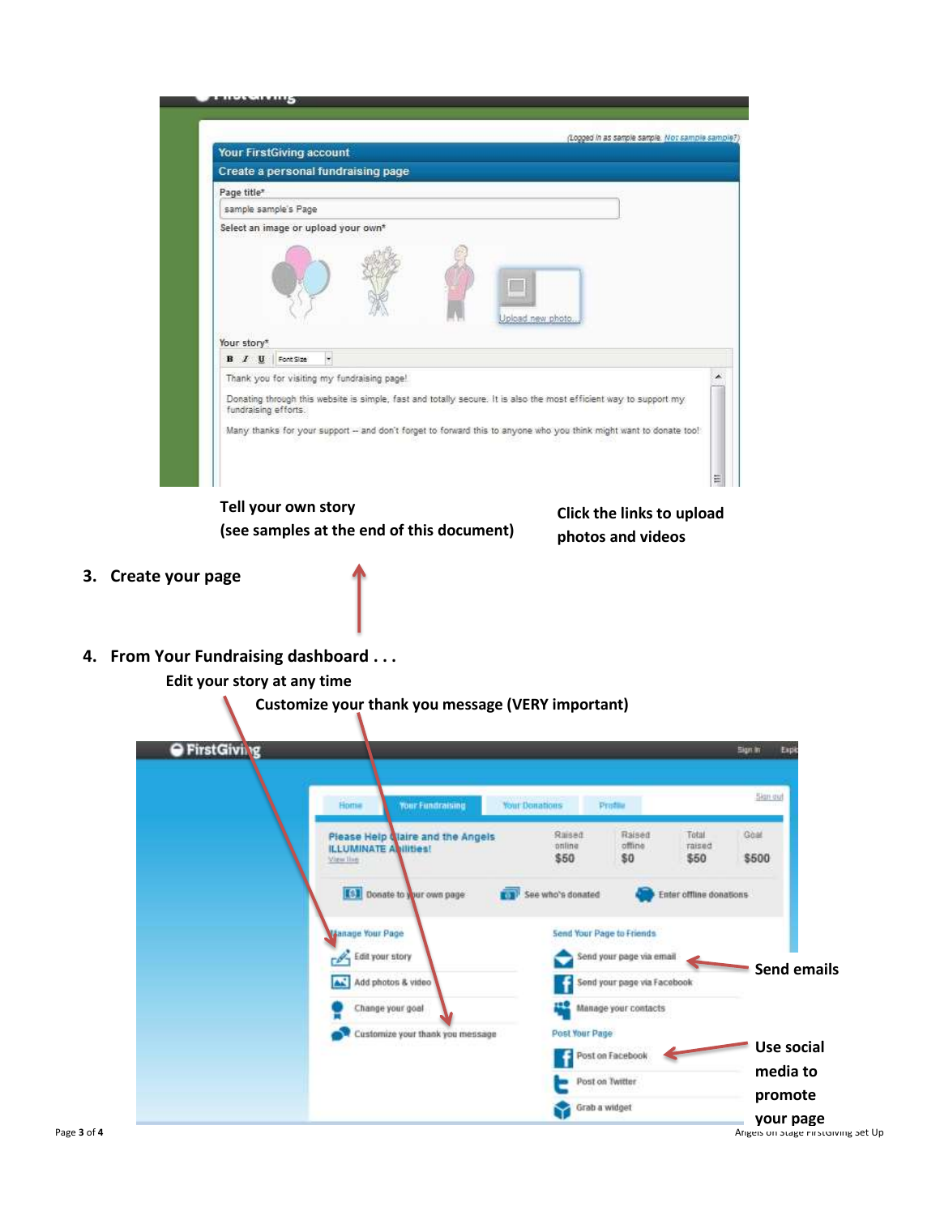Tell your own story
(see samples at the end of this document)

Click the links to upload photos and videos

3. **Create your page**

4. **From Your Fundraising dashboard . . .**

**Edit your story at any time**

**Customize your thank you message (VERY important)**

**Send emails**

**Use social media to promote your page**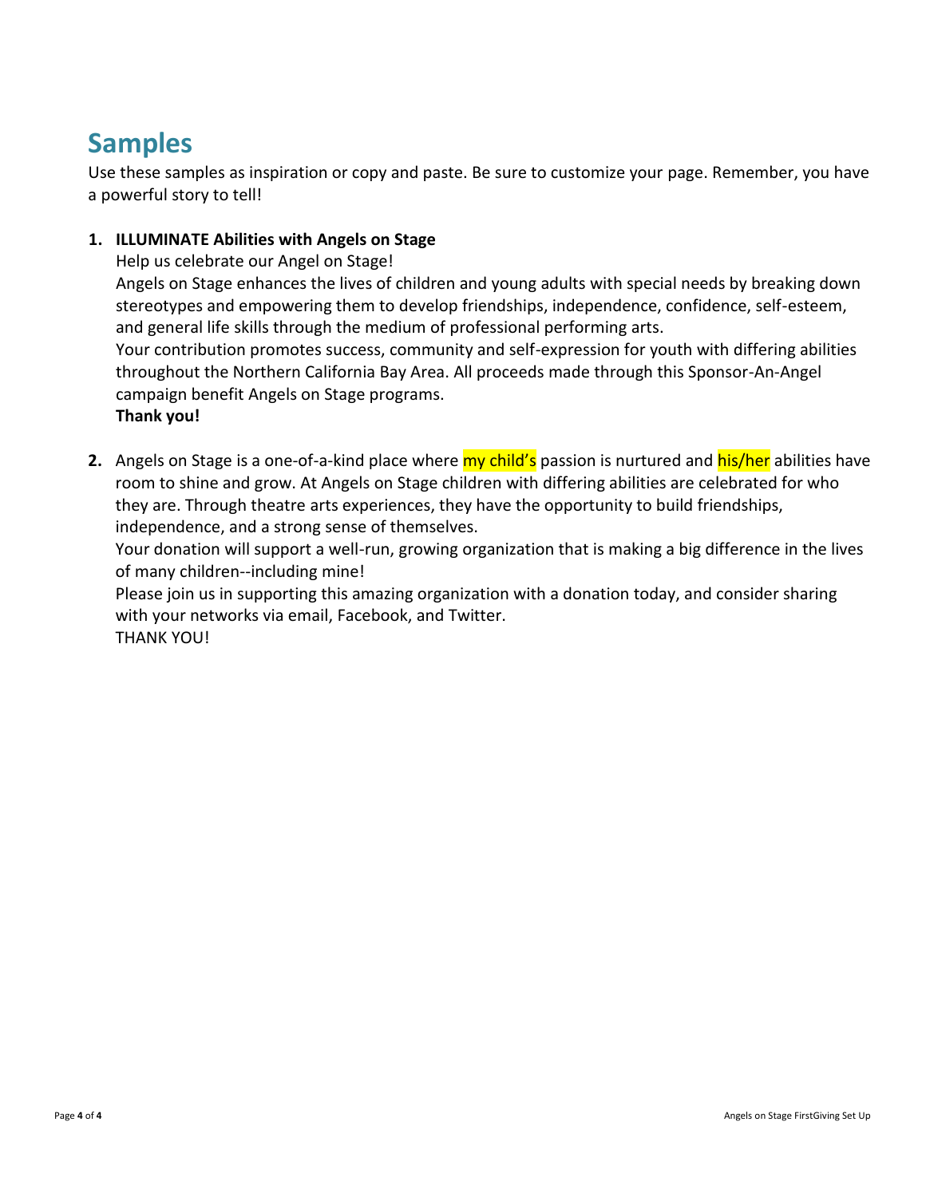# Samples

Use these samples as inspiration or copy and paste. Be sure to customize your page. Remember, you have a powerful story to tell!

1. **ILLUMINATE Abilities with Angels on Stage**
   Help us celebrate our Angel on Stage!
   Angels on Stage enhances the lives of children and young adults with special needs by breaking down stereotypes and empowering them to develop friendships, independence, confidence, self-esteem, and general life skills through the medium of professional performing arts.
   Your contribution promotes success, community and self-expression for youth with differing abilities throughout the Northern California Bay Area. All proceeds made through this Sponsor-An-Angel campaign benefit Angels on Stage programs.
   **Thank you!**

2. Angels on Stage is a one-of-a-kind place where my child's passion is nurtured and his/her abilities have room to shine and grow. At Angels on Stage children with differing abilities are celebrated for who they are. Through theatre arts experiences, they have the opportunity to build friendships, independence, and a strong sense of themselves.
   Your donation will support a well-run, growing organization that is making a big difference in the lives of many children--including mine!
   Please join us in supporting this amazing organization with a donation today, and consider sharing with your networks via email, Facebook, and Twitter.
   THANK YOU!